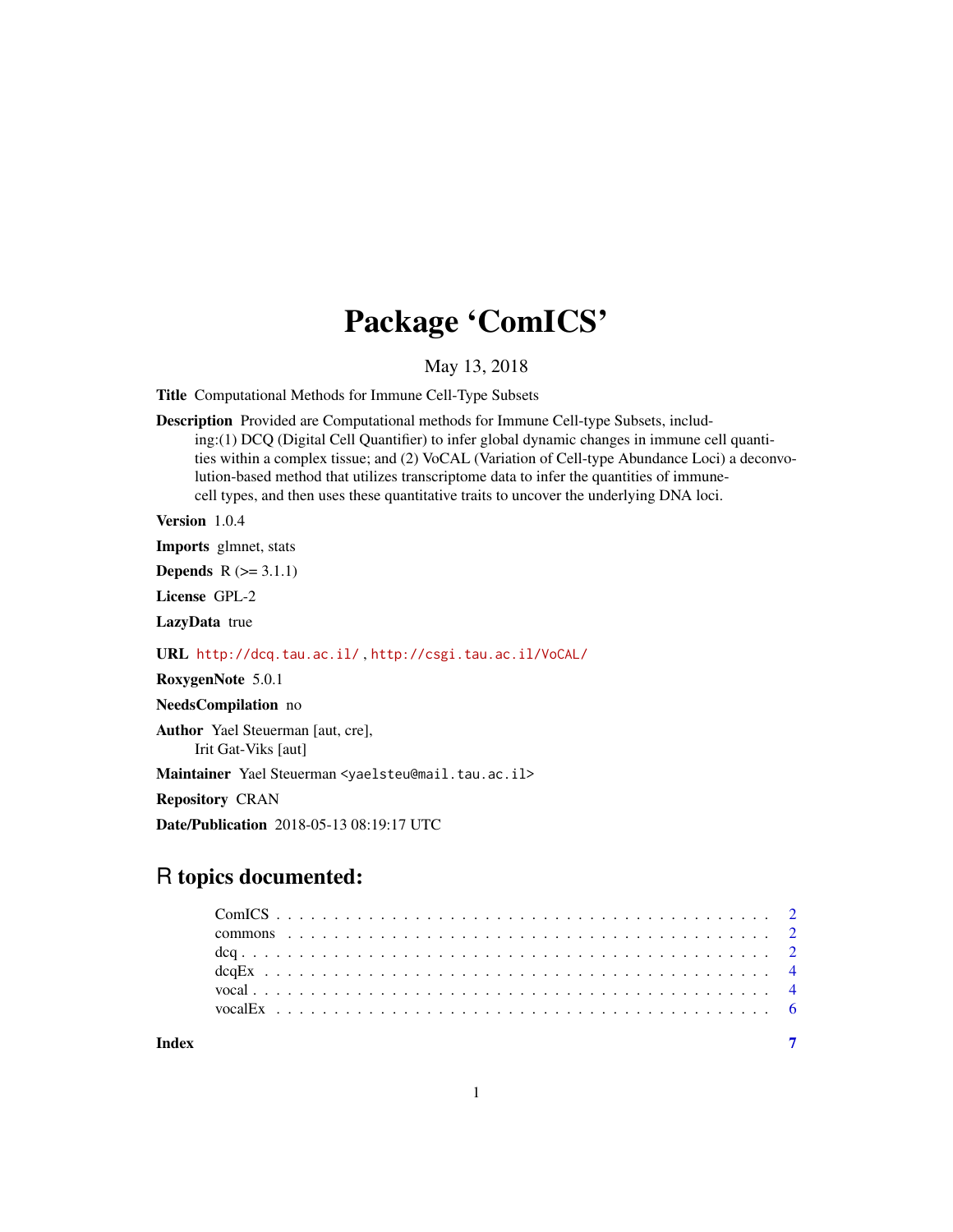# Package 'ComICS'

May 13, 2018

**Title** Computational Methods for Immune Cell-Type Subsets

**Description** Provided are Computational methods for Immune Cell-type Subsets, including:(1) DCQ (Digital Cell Quantifier) to infer global dynamic changes in immune cell quantities within a complex tissue; and (2) VoCAL (Variation of Cell-type Abundance Loci) a deconvolution-based method that utilizes transcriptome data to infer the quantities of immune-cell types, and then uses these quantitative traits to uncover the underlying DNA loci.

**Version** 1.0.4

**Imports** glmnet, stats

**Depends** R (>= 3.1.1)

**License** GPL-2

**LazyData** true

**URL** http://dcq.tau.ac.il/ , http://csgi.tau.ac.il/VoCAL/

**RoxygenNote** 5.0.1

**NeedsCompilation** no

**Author** Yael Steuerman [aut, cre],
Irit Gat-Viks [aut]

**Maintainer** Yael Steuerman <yaelsteu@mail.tau.ac.il>

**Repository** CRAN

**Date/Publication** 2018-05-13 08:19:17 UTC

## R topics documented:

- ComICS . . . . . . . . . . . . . . . . . . . . . . . . . . . . . . . . . . . . . . . . . 2
- commons . . . . . . . . . . . . . . . . . . . . . . . . . . . . . . . . . . . . . . . . 2
- dcq . . . . . . . . . . . . . . . . . . . . . . . . . . . . . . . . . . . . . . . . . . 2
- dcqEx . . . . . . . . . . . . . . . . . . . . . . . . . . . . . . . . . . . . . . . . . 4
- vocal . . . . . . . . . . . . . . . . . . . . . . . . . . . . . . . . . . . . . . . . . 4
- vocalEx . . . . . . . . . . . . . . . . . . . . . . . . . . . . . . . . . . . . . . . . 6

**Index** 7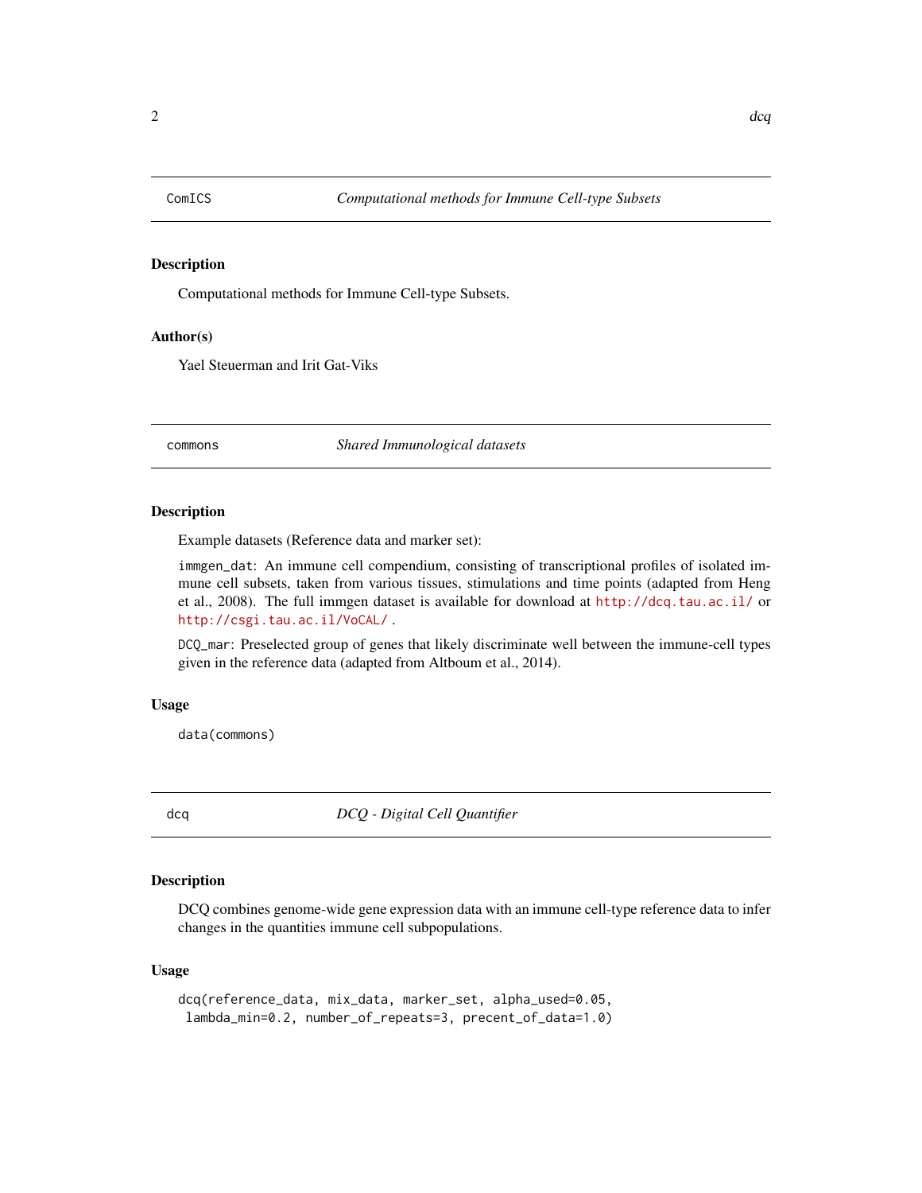## ComICS — *Computational methods for Immune Cell-type Subsets*

### Description

Computational methods for Immune Cell-type Subsets.

### Author(s)

Yael Steuerman and Irit Gat-Viks

## commons — *Shared Immunological datasets*

### Description

Example datasets (Reference data and marker set):

`immgen_dat`: An immune cell compendium, consisting of transcriptional profiles of isolated immune cell subsets, taken from various tissues, stimulations and time points (adapted from Heng et al., 2008). The full immgen dataset is available for download at http://dcq.tau.ac.il/ or http://csgi.tau.ac.il/VoCAL/ .

`DCQ_mar`: Preselected group of genes that likely discriminate well between the immune-cell types given in the reference data (adapted from Altboum et al., 2014).

### Usage

```
data(commons)
```

## dcq — *DCQ - Digital Cell Quantifier*

### Description

DCQ combines genome-wide gene expression data with an immune cell-type reference data to infer changes in the quantities immune cell subpopulations.

### Usage

```
dcq(reference_data, mix_data, marker_set, alpha_used=0.05,
 lambda_min=0.2, number_of_repeats=3, precent_of_data=1.0)
```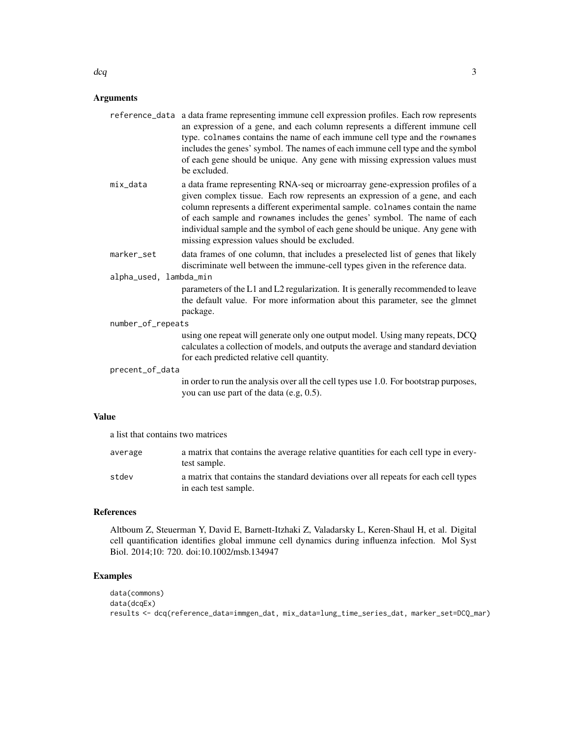## Arguments

`reference_data` a data frame representing immune cell expression profiles. Each row represents an expression of a gene, and each column represents a different immune cell type. `colnames` contains the name of each immune cell type and the `rownames` includes the genes' symbol. The names of each immune cell type and the symbol of each gene should be unique. Any gene with missing expression values must be excluded.

`mix_data` a data frame representing RNA-seq or microarray gene-expression profiles of a given complex tissue. Each row represents an expression of a gene, and each column represents a different experimental sample. `colnames` contain the name of each sample and `rownames` includes the genes' symbol. The name of each individual sample and the symbol of each gene should be unique. Any gene with missing expression values should be excluded.

`marker_set` data frames of one column, that includes a preselected list of genes that likely discriminate well between the immune-cell types given in the reference data.

`alpha_used, lambda_min` parameters of the L1 and L2 regularization. It is generally recommended to leave the default value. For more information about this parameter, see the glmnet package.

`number_of_repeats` using one repeat will generate only one output model. Using many repeats, DCQ calculates a collection of models, and outputs the average and standard deviation for each predicted relative cell quantity.

`precent_of_data` in order to run the analysis over all the cell types use 1.0. For bootstrap purposes, you can use part of the data (e.g, 0.5).

## Value

a list that contains two matrices

`average` a matrix that contains the average relative quantities for each cell type in every-test sample.

`stdev` a matrix that contains the standard deviations over all repeats for each cell types in each test sample.

## References

Altboum Z, Steuerman Y, David E, Barnett-Itzhaki Z, Valadarsky L, Keren-Shaul H, et al. Digital cell quantification identifies global immune cell dynamics during influenza infection. Mol Syst Biol. 2014;10: 720. doi:10.1002/msb.134947

## Examples

```
data(commons)
data(dcqEx)
results <- dcq(reference_data=immgen_dat, mix_data=lung_time_series_dat, marker_set=DCQ_mar)
```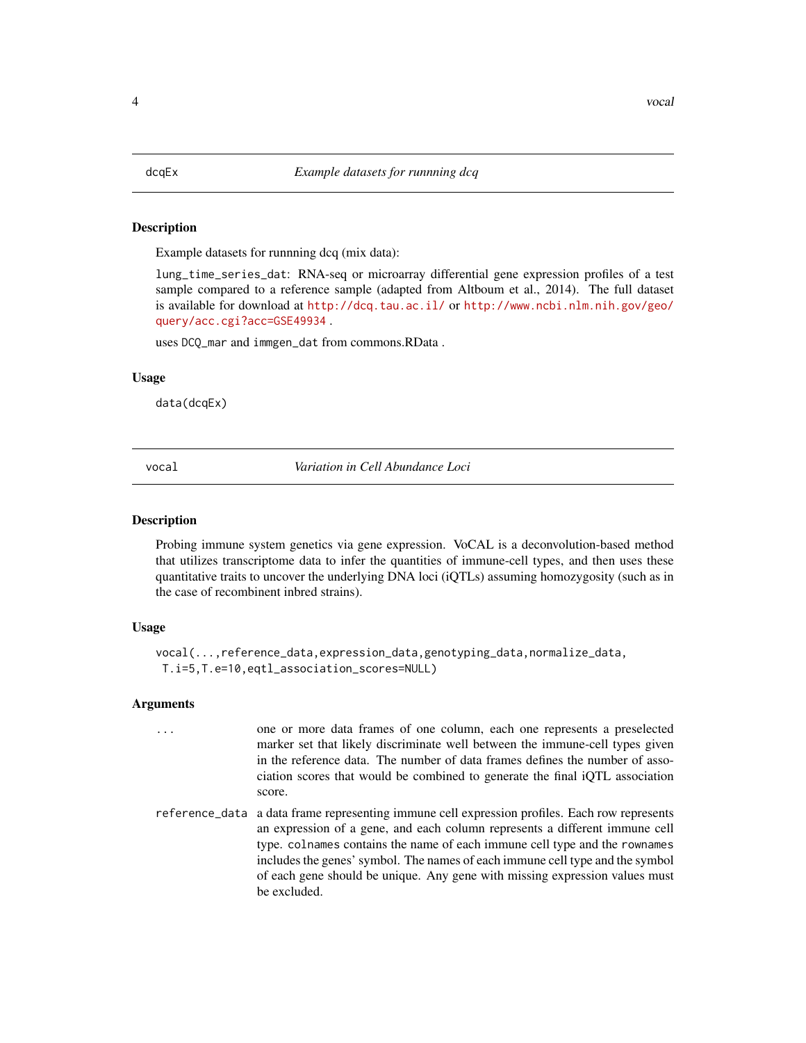## dcqEx — *Example datasets for runnning dcq*

### Description

Example datasets for runnning dcq (mix data):

`lung_time_series_dat`: RNA-seq or microarray differential gene expression profiles of a test sample compared to a reference sample (adapted from Altboum et al., 2014). The full dataset is available for download at http://dcq.tau.ac.il/ or http://www.ncbi.nlm.nih.gov/geo/query/acc.cgi?acc=GSE49934 .

uses `DCQ_mar` and `immgen_dat` from commons.RData .

### Usage

```
data(dcqEx)
```

## vocal — *Variation in Cell Abundance Loci*

### Description

Probing immune system genetics via gene expression. VoCAL is a deconvolution-based method that utilizes transcriptome data to infer the quantities of immune-cell types, and then uses these quantitative traits to uncover the underlying DNA loci (iQTLs) assuming homozygosity (such as in the case of recombinent inbred strains).

### Usage

```
vocal(...,reference_data,expression_data,genotyping_data,normalize_data,
 T.i=5,T.e=10,eqtl_association_scores=NULL)
```

### Arguments

| | |
|---|---|
| `...` | one or more data frames of one column, each one represents a preselected marker set that likely discriminate well between the immune-cell types given in the reference data. The number of data frames defines the number of association scores that would be combined to generate the final iQTL association score. |
| `reference_data` | a data frame representing immune cell expression profiles. Each row represents an expression of a gene, and each column represents a different immune cell type. `colnames` contains the name of each immune cell type and the `rownames` includes the genes' symbol. The names of each immune cell type and the symbol of each gene should be unique. Any gene with missing expression values must be excluded. |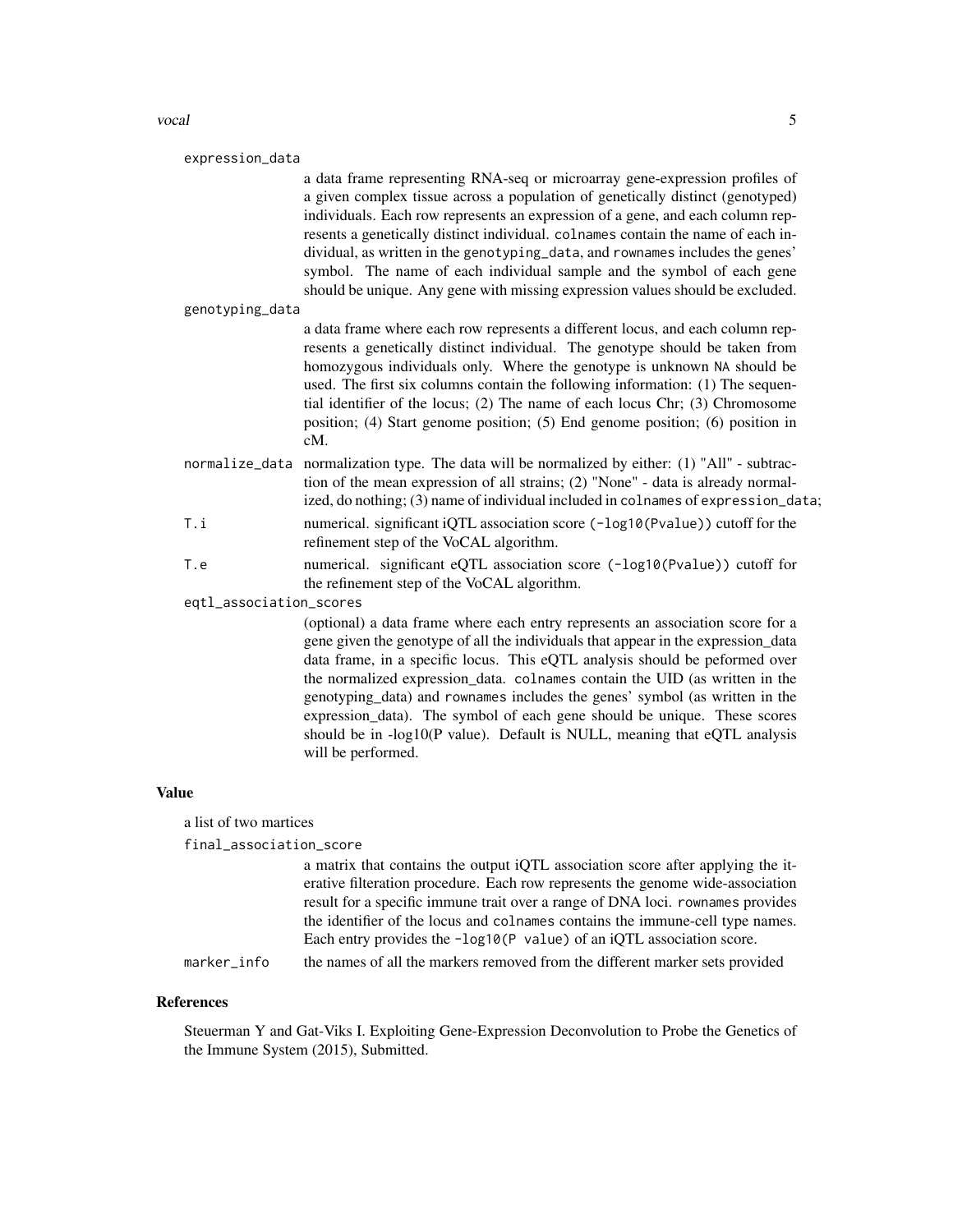`expression_data`
: a data frame representing RNA-seq or microarray gene-expression profiles of a given complex tissue across a population of genetically distinct (genotyped) individuals. Each row represents an expression of a gene, and each column represents a genetically distinct individual. `colnames` contain the name of each individual, as written in the `genotyping_data`, and `rownames` includes the genes' symbol. The name of each individual sample and the symbol of each gene should be unique. Any gene with missing expression values should be excluded.

`genotyping_data`
: a data frame where each row represents a different locus, and each column represents a genetically distinct individual. The genotype should be taken from homozygous individuals only. Where the genotype is unknown `NA` should be used. The first six columns contain the following information: (1) The sequential identifier of the locus; (2) The name of each locus Chr; (3) Chromosome position; (4) Start genome position; (5) End genome position; (6) position in cM.

`normalize_data`
: normalization type. The data will be normalized by either: (1) "All" - subtraction of the mean expression of all strains; (2) "None" - data is already normalized, do nothing; (3) name of individual included in `colnames` of `expression_data`;

`T.i`
: numerical. significant iQTL association score (`-log10(Pvalue)`) cutoff for the refinement step of the VoCAL algorithm.

`T.e`
: numerical. significant eQTL association score (`-log10(Pvalue)`) cutoff for the refinement step of the VoCAL algorithm.

`eqtl_association_scores`
: (optional) a data frame where each entry represents an association score for a gene given the genotype of all the individuals that appear in the expression_data data frame, in a specific locus. This eQTL analysis should be peformed over the normalized expression_data. `colnames` contain the UID (as written in the genotyping_data) and `rownames` includes the genes' symbol (as written in the expression_data). The symbol of each gene should be unique. These scores should be in -log10(P value). Default is NULL, meaning that eQTL analysis will be performed.

## Value

a list of two martices

`final_association_score`
: a matrix that contains the output iQTL association score after applying the iterative filteration procedure. Each row represents the genome wide-association result for a specific immune trait over a range of DNA loci. `rownames` provides the identifier of the locus and `colnames` contains the immune-cell type names. Each entry provides the `-log10(P value)` of an iQTL association score.

`marker_info`
: the names of all the markers removed from the different marker sets provided

## References

Steuerman Y and Gat-Viks I. Exploiting Gene-Expression Deconvolution to Probe the Genetics of the Immune System (2015), Submitted.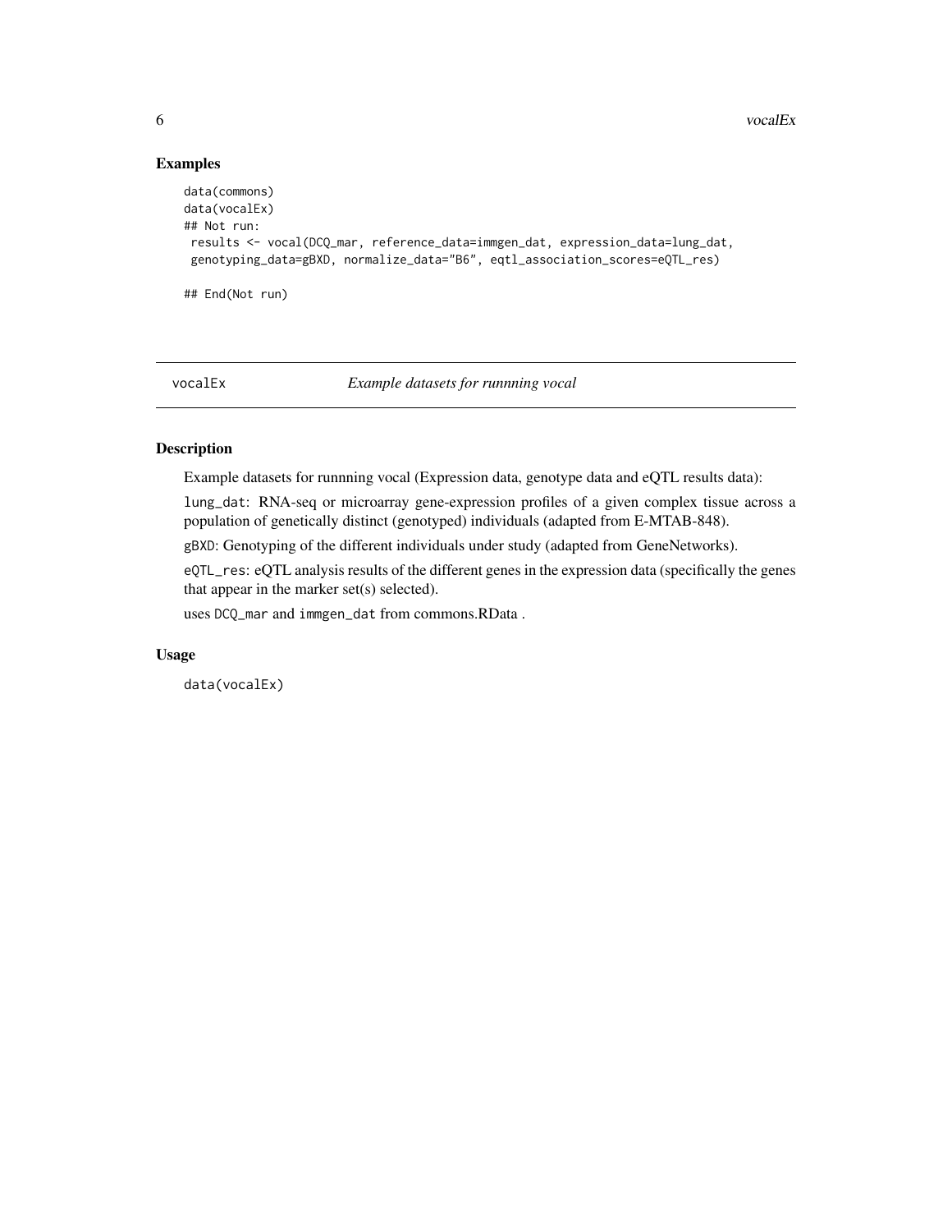## Examples

```
data(commons)
data(vocalEx)
## Not run:
 results <- vocal(DCQ_mar, reference_data=immgen_dat, expression_data=lung_dat,
 genotyping_data=gBXD, normalize_data="B6", eqtl_association_scores=eQTL_res)

## End(Not run)
```

---

## vocalEx — *Example datasets for runnning vocal*

---

### Description

Example datasets for runnning vocal (Expression data, genotype data and eQTL results data):

lung_dat: RNA-seq or microarray gene-expression profiles of a given complex tissue across a population of genetically distinct (genotyped) individuals (adapted from E-MTAB-848).

gBXD: Genotyping of the different individuals under study (adapted from GeneNetworks).

eQTL_res: eQTL analysis results of the different genes in the expression data (specifically the genes that appear in the marker set(s) selected).

uses DCQ_mar and immgen_dat from commons.RData .

### Usage

```
data(vocalEx)
```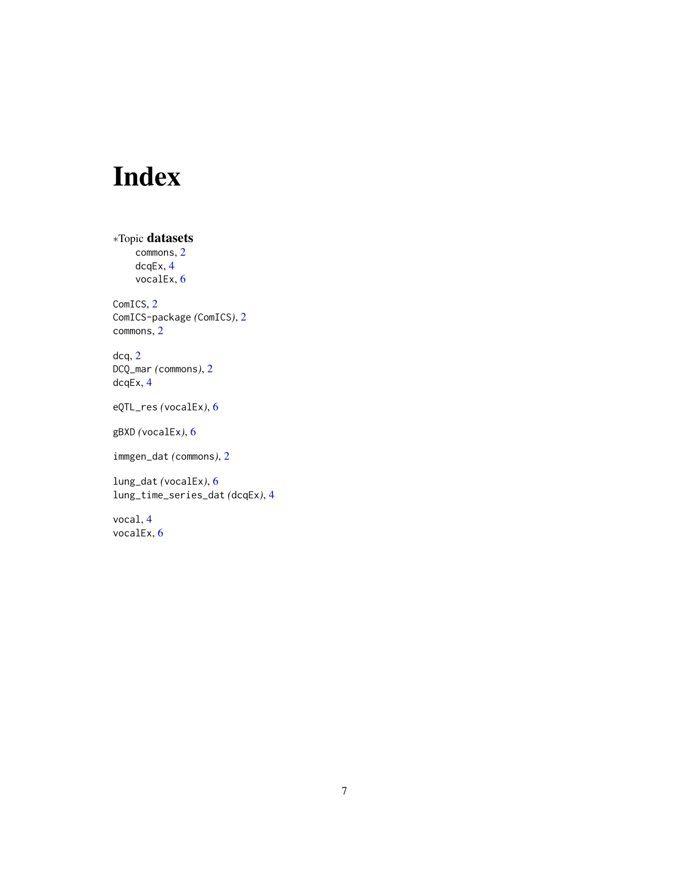# Index

∗Topic **datasets**

- commons, 2
- dcqEx, 4
- vocalEx, 6

ComICS, 2
ComICS-package (ComICS), 2
commons, 2

dcq, 2
DCQ_mar (commons), 2
dcqEx, 4

eQTL_res (vocalEx), 6

gBXD (vocalEx), 6

immgen_dat (commons), 2

lung_dat (vocalEx), 6
lung_time_series_dat (dcqEx), 4

vocal, 4
vocalEx, 6